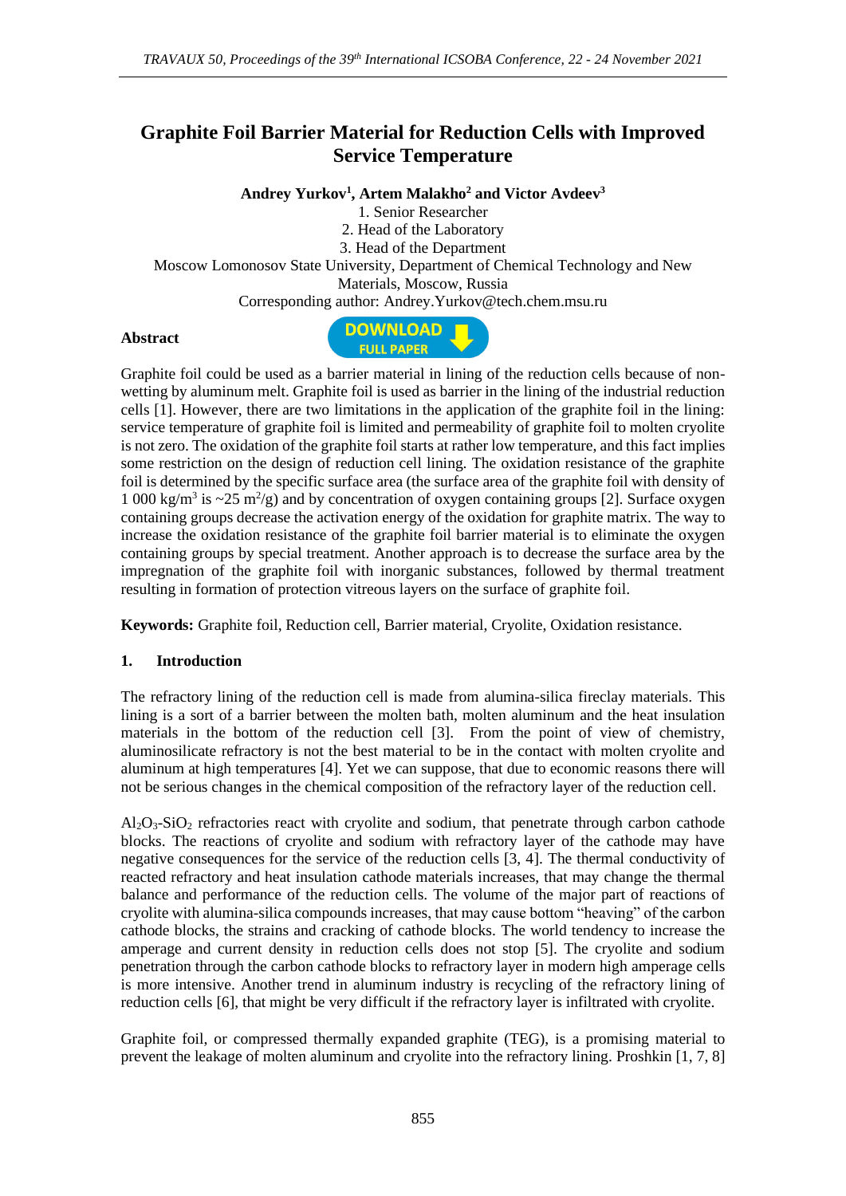# Graphite Foil Barrier Material for Reduction Cells with Improved Service Temperature

**Andrey Yurkov[1], Artem Malakho[2] and Victor Avdeev[3]**

1. Senior Researcher
2. Head of the Laboratory
3. Head of the Department

Moscow Lomonosov State University, Department of Chemical Technology and New Materials, Moscow, Russia

Corresponding author: Andrey.Yurkov@tech.chem.msu.ru

## Abstract

Graphite foil could be used as a barrier material in lining of the reduction cells because of non-wetting by aluminum melt. Graphite foil is used as barrier in the lining of the industrial reduction cells [1]. However, there are two limitations in the application of the graphite foil in the lining: service temperature of graphite foil is limited and permeability of graphite foil to molten cryolite is not zero. The oxidation of the graphite foil starts at rather low temperature, and this fact implies some restriction on the design of reduction cell lining. The oxidation resistance of the graphite foil is determined by the specific surface area (the surface area of the graphite foil with density of 1 000 $kg/m^3$ is ~25 $m^2/g$) and by concentration of oxygen containing groups [2]. Surface oxygen containing groups decrease the activation energy of the oxidation for graphite matrix. The way to increase the oxidation resistance of the graphite foil barrier material is to eliminate the oxygen containing groups by special treatment. Another approach is to decrease the surface area by the impregnation of the graphite foil with inorganic substances, followed by thermal treatment resulting in formation of protection vitreous layers on the surface of graphite foil.

**Keywords:** Graphite foil, Reduction cell, Barrier material, Cryolite, Oxidation resistance.

## 1. Introduction

The refractory lining of the reduction cell is made from alumina-silica fireclay materials. This lining is a sort of a barrier between the molten bath, molten aluminum and the heat insulation materials in the bottom of the reduction cell [3]. From the point of view of chemistry, aluminosilicate refractory is not the best material to be in the contact with molten cryolite and aluminum at high temperatures [4]. Yet we can suppose, that due to economic reasons there will not be serious changes in the chemical composition of the refractory layer of the reduction cell.

$Al_2O_3$-$SiO_2$ refractories react with cryolite and sodium, that penetrate through carbon cathode blocks. The reactions of cryolite and sodium with refractory layer of the cathode may have negative consequences for the service of the reduction cells [3, 4]. The thermal conductivity of reacted refractory and heat insulation cathode materials increases, that may change the thermal balance and performance of the reduction cells. The volume of the major part of reactions of cryolite with alumina-silica compounds increases, that may cause bottom "heaving" of the carbon cathode blocks, the strains and cracking of cathode blocks. The world tendency to increase the amperage and current density in reduction cells does not stop [5]. The cryolite and sodium penetration through the carbon cathode blocks to refractory layer in modern high amperage cells is more intensive. Another trend in aluminum industry is recycling of the refractory lining of reduction cells [6], that might be very difficult if the refractory layer is infiltrated with cryolite.

Graphite foil, or compressed thermally expanded graphite (TEG), is a promising material to prevent the leakage of molten aluminum and cryolite into the refractory lining. Proshkin [1, 7, 8]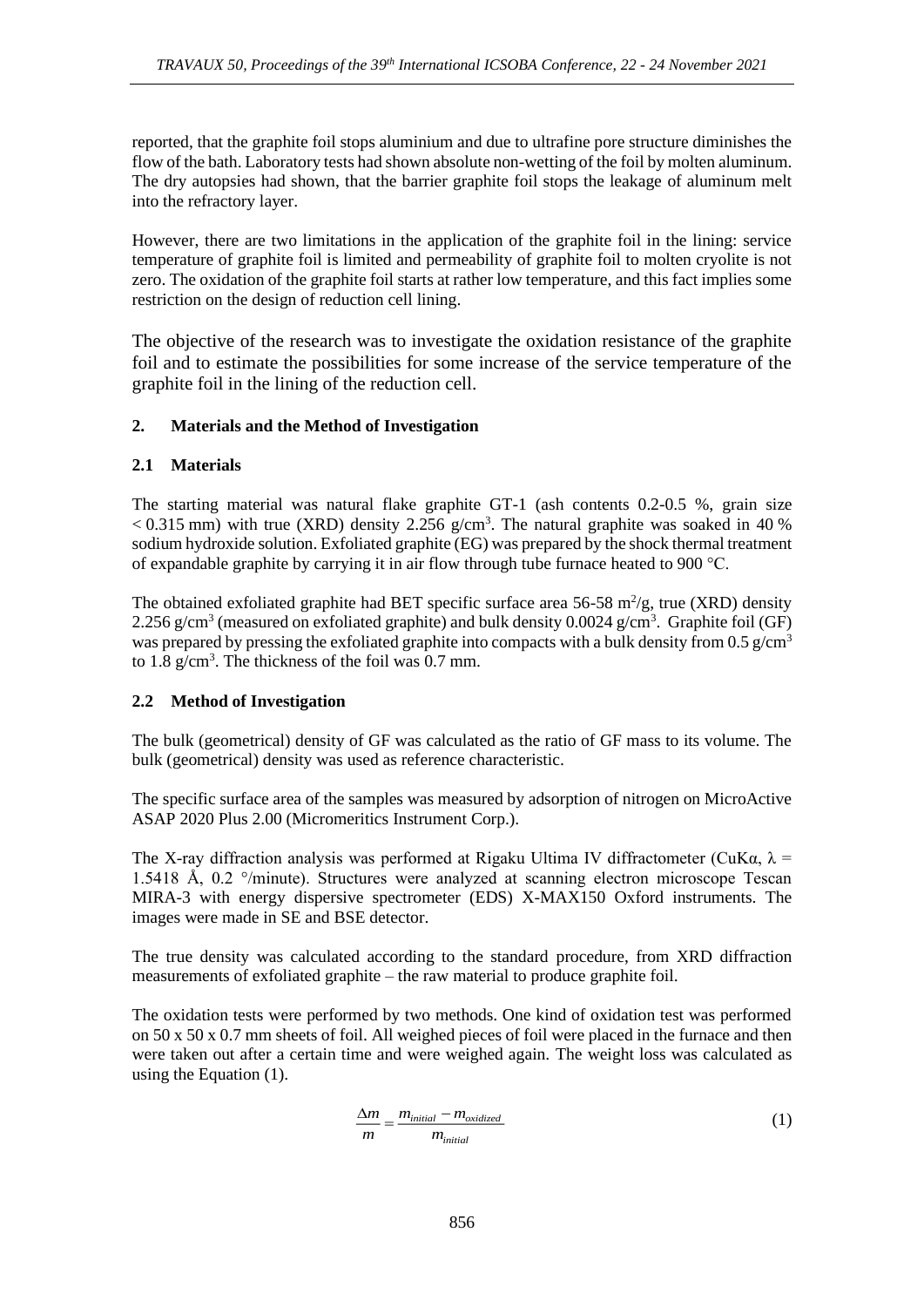reported, that the graphite foil stops aluminium and due to ultrafine pore structure diminishes the flow of the bath. Laboratory tests had shown absolute non-wetting of the foil by molten aluminum. The dry autopsies had shown, that the barrier graphite foil stops the leakage of aluminum melt into the refractory layer.

However, there are two limitations in the application of the graphite foil in the lining: service temperature of graphite foil is limited and permeability of graphite foil to molten cryolite is not zero. The oxidation of the graphite foil starts at rather low temperature, and this fact implies some restriction on the design of reduction cell lining.

The objective of the research was to investigate the oxidation resistance of the graphite foil and to estimate the possibilities for some increase of the service temperature of the graphite foil in the lining of the reduction cell.

## 2. Materials and the Method of Investigation

### 2.1 Materials

The starting material was natural flake graphite GT-1 (ash contents 0.2-0.5 %, grain size < 0.315 mm) with true (XRD) density 2.256 g/cm$^3$. The natural graphite was soaked in 40 % sodium hydroxide solution. Exfoliated graphite (EG) was prepared by the shock thermal treatment of expandable graphite by carrying it in air flow through tube furnace heated to 900 °C.

The obtained exfoliated graphite had BET specific surface area 56-58 m$^2$/g, true (XRD) density 2.256 g/cm$^3$ (measured on exfoliated graphite) and bulk density 0.0024 g/cm$^3$. Graphite foil (GF) was prepared by pressing the exfoliated graphite into compacts with a bulk density from 0.5 g/cm$^3$ to 1.8 g/cm$^3$. The thickness of the foil was 0.7 mm.

### 2.2 Method of Investigation

The bulk (geometrical) density of GF was calculated as the ratio of GF mass to its volume. The bulk (geometrical) density was used as reference characteristic.

The specific surface area of the samples was measured by adsorption of nitrogen on MicroActive ASAP 2020 Plus 2.00 (Micromeritics Instrument Corp.).

The X-ray diffraction analysis was performed at Rigaku Ultima IV diffractometer (CuKα, λ = 1.5418 Å, 0.2 °/minute). Structures were analyzed at scanning electron microscope Tescan MIRA-3 with energy dispersive spectrometer (EDS) X-MAX150 Oxford instruments. The images were made in SE and BSE detector.

The true density was calculated according to the standard procedure, from XRD diffraction measurements of exfoliated graphite – the raw material to produce graphite foil.

The oxidation tests were performed by two methods. One kind of oxidation test was performed on 50 x 50 x 0.7 mm sheets of foil. All weighed pieces of foil were placed in the furnace and then were taken out after a certain time and were weighed again. The weight loss was calculated as using the Equation (1).

$$\frac{\Delta m}{m} = \frac{m_{initial} - m_{oxidized}}{m_{initial}} \tag{1}$$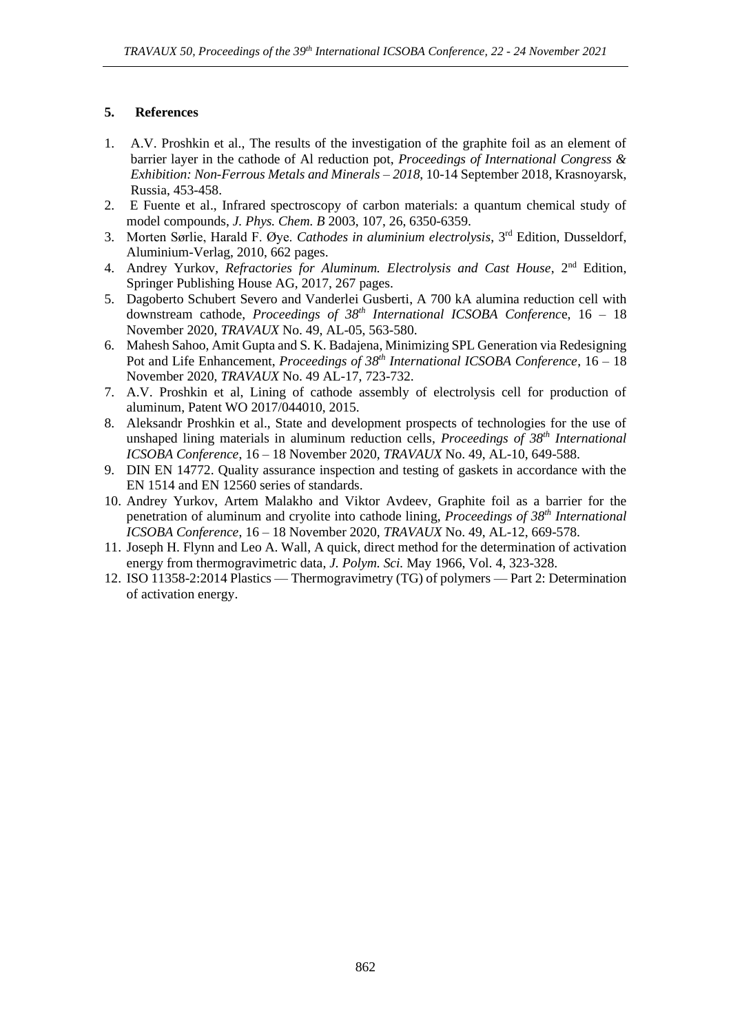## 5. References

1. A.V. Proshkin et al., The results of the investigation of the graphite foil as an element of barrier layer in the cathode of Al reduction pot, *Proceedings of International Congress & Exhibition: Non-Ferrous Metals and Minerals – 2018*, 10-14 September 2018, Krasnoyarsk, Russia, 453-458.
2. E Fuente et al., Infrared spectroscopy of carbon materials: a quantum chemical study of model compounds, *J. Phys. Chem. B* 2003, 107, 26, 6350-6359.
3. Morten Sørlie, Harald F. Øye. *Cathodes in aluminium electrolysis*, 3rd Edition, Dusseldorf, Aluminium-Verlag, 2010, 662 pages.
4. Andrey Yurkov, *Refractories for Aluminum. Electrolysis and Cast House*, 2nd Edition, Springer Publishing House AG, 2017, 267 pages.
5. Dagoberto Schubert Severo and Vanderlei Gusberti, A 700 kA alumina reduction cell with downstream cathode, *Proceedings of 38th International ICSOBA Conferenc*e, 16 – 18 November 2020, *TRAVAUX* No. 49, AL-05, 563-580.
6. Mahesh Sahoo, Amit Gupta and S. K. Badajena, Minimizing SPL Generation via Redesigning Pot and Life Enhancement, *Proceedings of 38th International ICSOBA Conference*, 16 – 18 November 2020, *TRAVAUX* No. 49 AL-17, 723-732.
7. A.V. Proshkin et al, Lining of cathode assembly of electrolysis cell for production of aluminum, Patent WO 2017/044010, 2015.
8. Aleksandr Proshkin et al., State and development prospects of technologies for the use of unshaped lining materials in aluminum reduction cells, *Proceedings of 38th International ICSOBA Conference*, 16 – 18 November 2020, *TRAVAUX* No. 49, AL-10, 649-588.
9. DIN EN 14772. Quality assurance inspection and testing of gaskets in accordance with the EN 1514 and EN 12560 series of standards.
10. Andrey Yurkov, Artem Malakho and Viktor Avdeev, Graphite foil as a barrier for the penetration of aluminum and cryolite into cathode lining, *Proceedings of 38th International ICSOBA Conference*, 16 – 18 November 2020, *TRAVAUX* No. 49, AL-12, 669-578.
11. Joseph H. Flynn and Leo A. Wall, A quick, direct method for the determination of activation energy from thermogravimetric data, *J. Polym. Sci.* May 1966, Vol. 4, 323-328.
12. ISO 11358-2:2014 Plastics — Thermogravimetry (TG) of polymers — Part 2: Determination of activation energy.